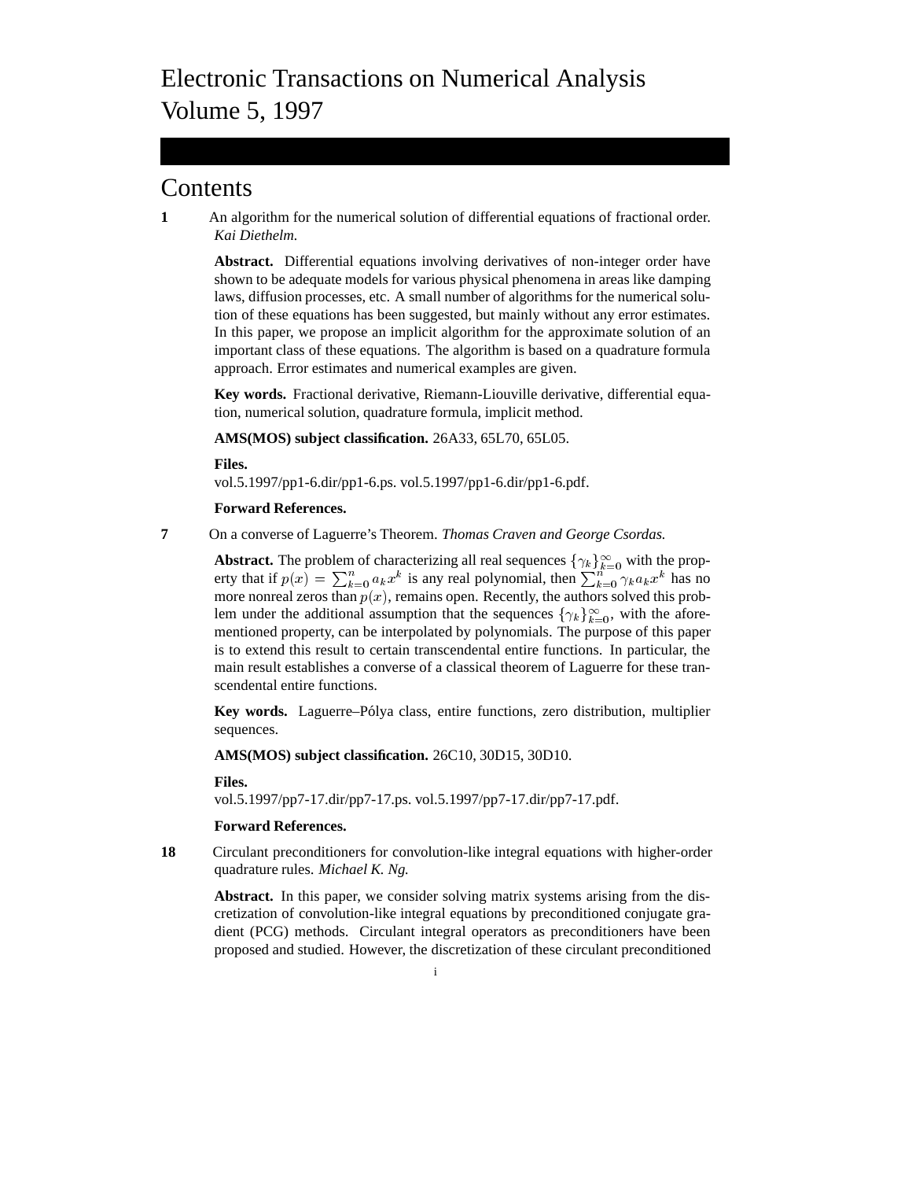# Electronic Transactions on Numerical Analysis
# Volume 5, 1997

## Contents

**1** An algorithm for the numerical solution of differential equations of fractional order. *Kai Diethelm.*

**Abstract.** Differential equations involving derivatives of non-integer order have shown to be adequate models for various physical phenomena in areas like damping laws, diffusion processes, etc. A small number of algorithms for the numerical solution of these equations has been suggested, but mainly without any error estimates. In this paper, we propose an implicit algorithm for the approximate solution of an important class of these equations. The algorithm is based on a quadrature formula approach. Error estimates and numerical examples are given.

**Key words.** Fractional derivative, Riemann-Liouville derivative, differential equation, numerical solution, quadrature formula, implicit method.

**AMS(MOS) subject classification.** 26A33, 65L70, 65L05.

**Files.**
vol.5.1997/pp1-6.dir/pp1-6.ps. vol.5.1997/pp1-6.dir/pp1-6.pdf.

**Forward References.**

**7** On a converse of Laguerre's Theorem. *Thomas Craven and George Csordas.*

**Abstract.** The problem of characterizing all real sequences $\{\gamma_k\}_{k=0}^{\infty}$ with the property that if $p(x) = \sum_{k=0}^{n} a_k x^k$ is any real polynomial, then $\sum_{k=0}^{n} \gamma_k a_k x^k$ has no more nonreal zeros than $p(x)$, remains open. Recently, the authors solved this problem under the additional assumption that the sequences $\{\gamma_k\}_{k=0}^{\infty}$, with the aforementioned property, can be interpolated by polynomials. The purpose of this paper is to extend this result to certain transcendental entire functions. In particular, the main result establishes a converse of a classical theorem of Laguerre for these transcendental entire functions.

**Key words.** Laguerre–Pólya class, entire functions, zero distribution, multiplier sequences.

**AMS(MOS) subject classification.** 26C10, 30D15, 30D10.

**Files.**
vol.5.1997/pp7-17.dir/pp7-17.ps. vol.5.1997/pp7-17.dir/pp7-17.pdf.

**Forward References.**

**18** Circulant preconditioners for convolution-like integral equations with higher-order quadrature rules. *Michael K. Ng.*

**Abstract.** In this paper, we consider solving matrix systems arising from the discretization of convolution-like integral equations by preconditioned conjugate gradient (PCG) methods. Circulant integral operators as preconditioners have been proposed and studied. However, the discretization of these circulant preconditioned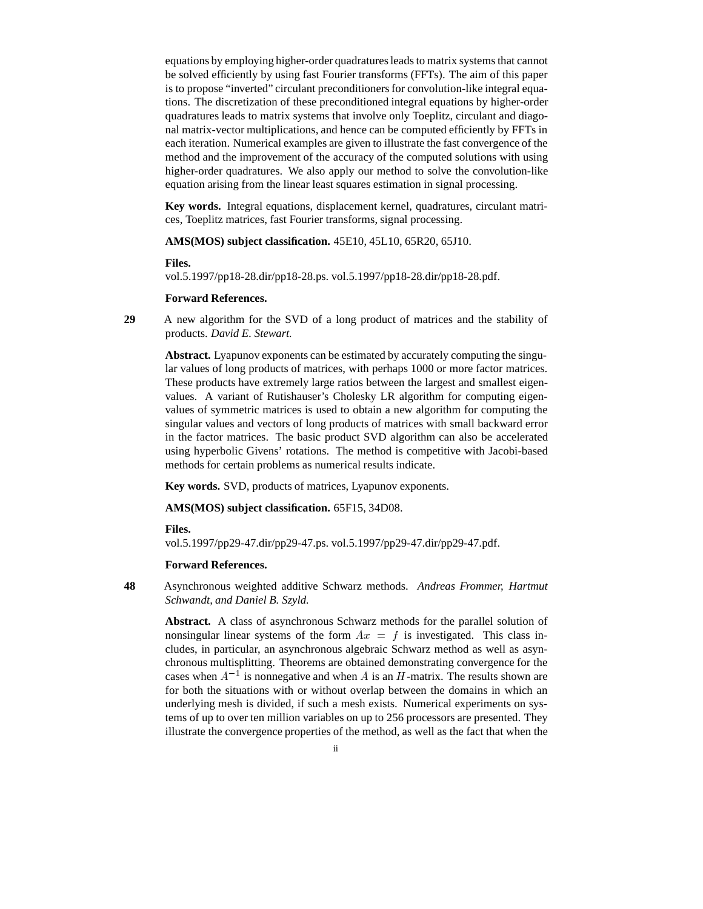equations by employing higher-order quadratures leads to matrix systems that cannot be solved efficiently by using fast Fourier transforms (FFTs). The aim of this paper is to propose "inverted" circulant preconditioners for convolution-like integral equations. The discretization of these preconditioned integral equations by higher-order quadratures leads to matrix systems that involve only Toeplitz, circulant and diagonal matrix-vector multiplications, and hence can be computed efficiently by FFTs in each iteration. Numerical examples are given to illustrate the fast convergence of the method and the improvement of the accuracy of the computed solutions with using higher-order quadratures. We also apply our method to solve the convolution-like equation arising from the linear least squares estimation in signal processing.

**Key words.** Integral equations, displacement kernel, quadratures, circulant matrices, Toeplitz matrices, fast Fourier transforms, signal processing.

**AMS(MOS) subject classification.** 45E10, 45L10, 65R20, 65J10.

**Files.**
vol.5.1997/pp18-28.dir/pp18-28.ps. vol.5.1997/pp18-28.dir/pp18-28.pdf.

**Forward References.**

**29** A new algorithm for the SVD of a long product of matrices and the stability of products. *David E. Stewart.*

**Abstract.** Lyapunov exponents can be estimated by accurately computing the singular values of long products of matrices, with perhaps 1000 or more factor matrices. These products have extremely large ratios between the largest and smallest eigenvalues. A variant of Rutishauser's Cholesky LR algorithm for computing eigenvalues of symmetric matrices is used to obtain a new algorithm for computing the singular values and vectors of long products of matrices with small backward error in the factor matrices. The basic product SVD algorithm can also be accelerated using hyperbolic Givens' rotations. The method is competitive with Jacobi-based methods for certain problems as numerical results indicate.

**Key words.** SVD, products of matrices, Lyapunov exponents.

**AMS(MOS) subject classification.** 65F15, 34D08.

**Files.**
vol.5.1997/pp29-47.dir/pp29-47.ps. vol.5.1997/pp29-47.dir/pp29-47.pdf.

**Forward References.**

**48** Asynchronous weighted additive Schwarz methods. *Andreas Frommer, Hartmut Schwandt, and Daniel B. Szyld.*

**Abstract.** A class of asynchronous Schwarz methods for the parallel solution of nonsingular linear systems of the form $Ax = f$ is investigated. This class includes, in particular, an asynchronous algebraic Schwarz method as well as asynchronous multisplitting. Theorems are obtained demonstrating convergence for the cases when $A^{-1}$ is nonnegative and when $A$ is an $H$-matrix. The results shown are for both the situations with or without overlap between the domains in which an underlying mesh is divided, if such a mesh exists. Numerical experiments on systems of up to over ten million variables on up to 256 processors are presented. They illustrate the convergence properties of the method, as well as the fact that when the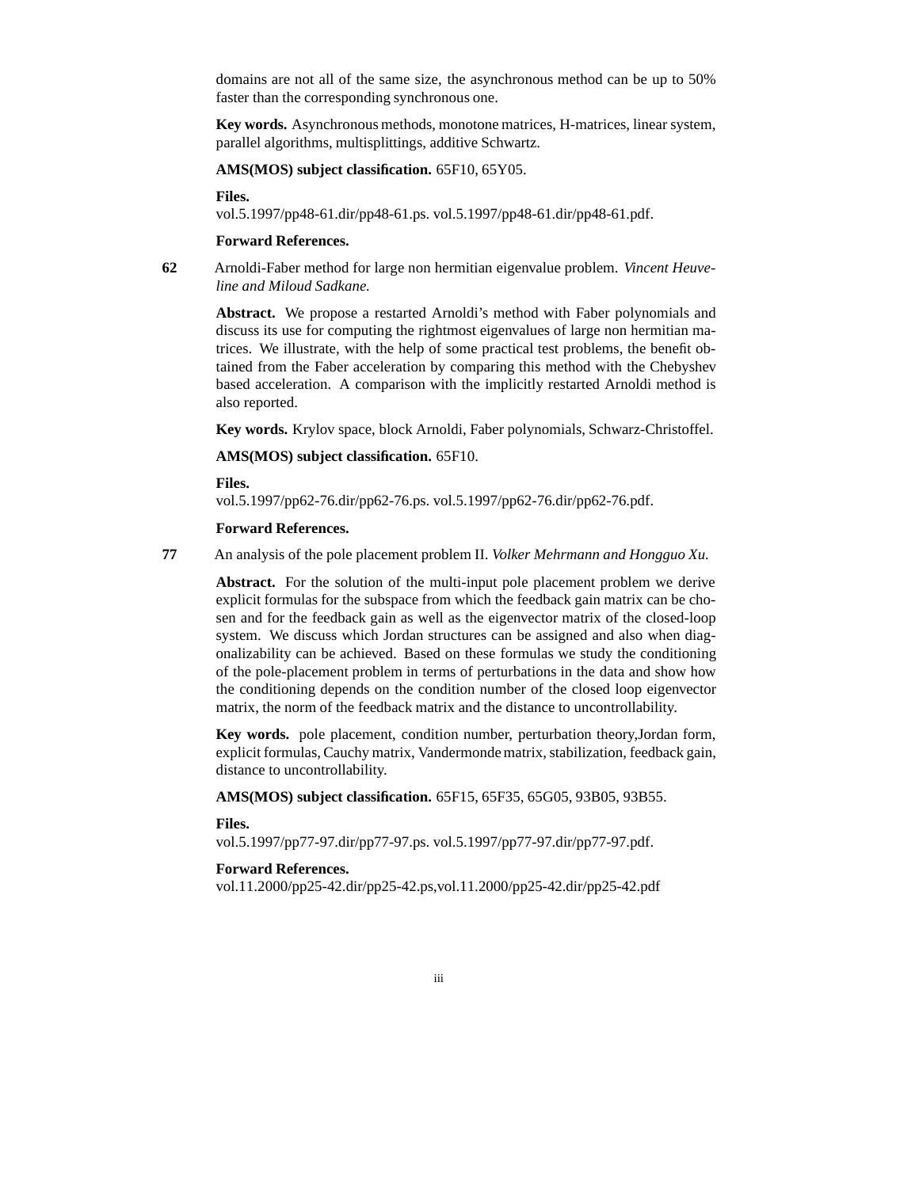domains are not all of the same size, the asynchronous method can be up to 50% faster than the corresponding synchronous one.

**Key words.** Asynchronous methods, monotone matrices, H-matrices, linear system, parallel algorithms, multisplittings, additive Schwartz.

**AMS(MOS) subject classification.** 65F10, 65Y05.

**Files.**
vol.5.1997/pp48-61.dir/pp48-61.ps. vol.5.1997/pp48-61.dir/pp48-61.pdf.

**Forward References.**

**62** Arnoldi-Faber method for large non hermitian eigenvalue problem. *Vincent Heuveline and Miloud Sadkane.*

**Abstract.** We propose a restarted Arnoldi's method with Faber polynomials and discuss its use for computing the rightmost eigenvalues of large non hermitian matrices. We illustrate, with the help of some practical test problems, the benefit obtained from the Faber acceleration by comparing this method with the Chebyshev based acceleration. A comparison with the implicitly restarted Arnoldi method is also reported.

**Key words.** Krylov space, block Arnoldi, Faber polynomials, Schwarz-Christoffel.

**AMS(MOS) subject classification.** 65F10.

**Files.**
vol.5.1997/pp62-76.dir/pp62-76.ps. vol.5.1997/pp62-76.dir/pp62-76.pdf.

**Forward References.**

**77** An analysis of the pole placement problem II. *Volker Mehrmann and Hongguo Xu.*

**Abstract.** For the solution of the multi-input pole placement problem we derive explicit formulas for the subspace from which the feedback gain matrix can be chosen and for the feedback gain as well as the eigenvector matrix of the closed-loop system. We discuss which Jordan structures can be assigned and also when diagonalizability can be achieved. Based on these formulas we study the conditioning of the pole-placement problem in terms of perturbations in the data and show how the conditioning depends on the condition number of the closed loop eigenvector matrix, the norm of the feedback matrix and the distance to uncontrollability.

**Key words.** pole placement, condition number, perturbation theory,Jordan form, explicit formulas, Cauchy matrix, Vandermonde matrix, stabilization, feedback gain, distance to uncontrollability.

**AMS(MOS) subject classification.** 65F15, 65F35, 65G05, 93B05, 93B55.

**Files.**
vol.5.1997/pp77-97.dir/pp77-97.ps. vol.5.1997/pp77-97.dir/pp77-97.pdf.

**Forward References.**
vol.11.2000/pp25-42.dir/pp25-42.ps,vol.11.2000/pp25-42.dir/pp25-42.pdf